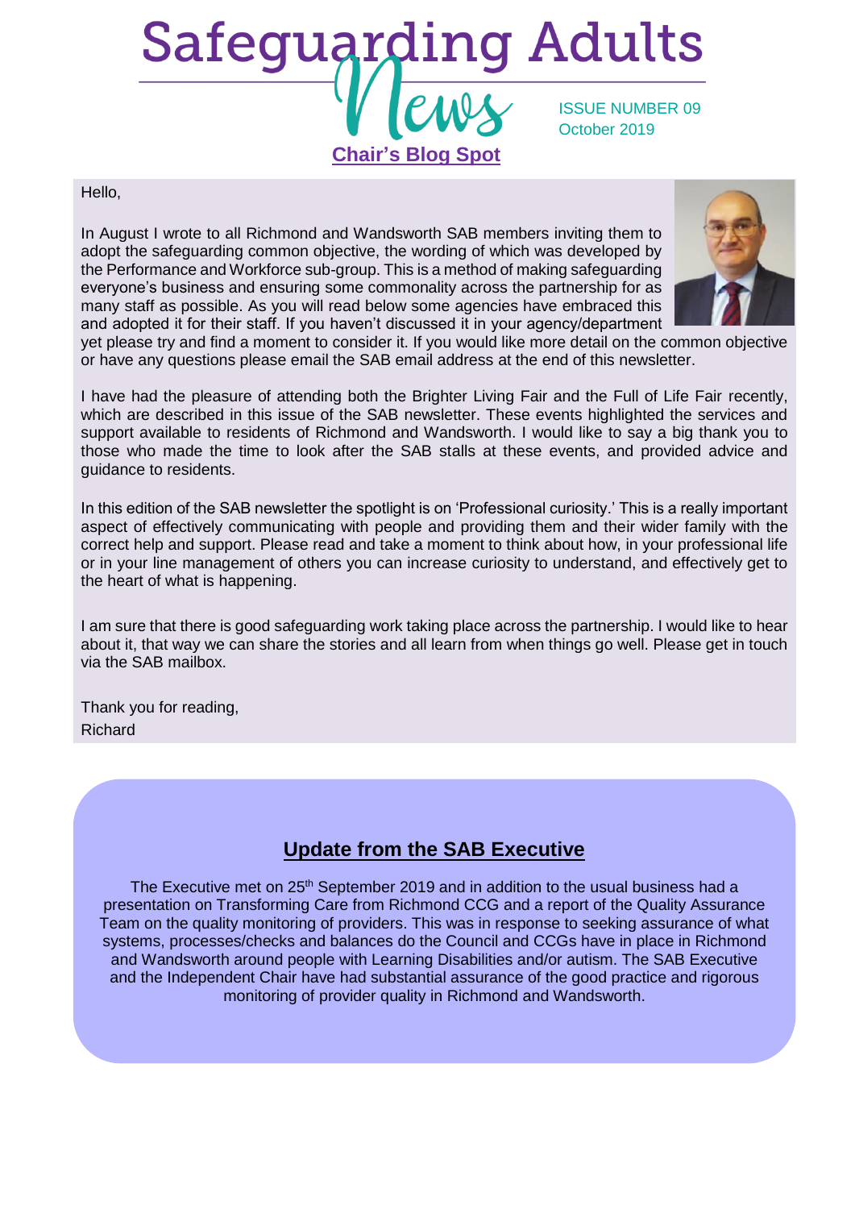# Safeguarding Adults News

ISSUE NUMBER 09
October 2019

## Chair's Blog Spot

Hello,

In August I wrote to all Richmond and Wandsworth SAB members inviting them to adopt the safeguarding common objective, the wording of which was developed by the Performance and Workforce sub-group. This is a method of making safeguarding everyone's business and ensuring some commonality across the partnership for as many staff as possible. As you will read below some agencies have embraced this and adopted it for their staff. If you haven't discussed it in your agency/department yet please try and find a moment to consider it. If you would like more detail on the common objective or have any questions please email the SAB email address at the end of this newsletter.

I have had the pleasure of attending both the Brighter Living Fair and the Full of Life Fair recently, which are described in this issue of the SAB newsletter. These events highlighted the services and support available to residents of Richmond and Wandsworth. I would like to say a big thank you to those who made the time to look after the SAB stalls at these events, and provided advice and guidance to residents.

In this edition of the SAB newsletter the spotlight is on 'Professional curiosity.' This is a really important aspect of effectively communicating with people and providing them and their wider family with the correct help and support. Please read and take a moment to think about how, in your professional life or in your line management of others you can increase curiosity to understand, and effectively get to the heart of what is happening.

I am sure that there is good safeguarding work taking place across the partnership. I would like to hear about it, that way we can share the stories and all learn from when things go well. Please get in touch via the SAB mailbox.

Thank you for reading,
Richard

## Update from the SAB Executive

The Executive met on 25th September 2019 and in addition to the usual business had a presentation on Transforming Care from Richmond CCG and a report of the Quality Assurance Team on the quality monitoring of providers. This was in response to seeking assurance of what systems, processes/checks and balances do the Council and CCGs have in place in Richmond and Wandsworth around people with Learning Disabilities and/or autism. The SAB Executive and the Independent Chair have had substantial assurance of the good practice and rigorous monitoring of provider quality in Richmond and Wandsworth.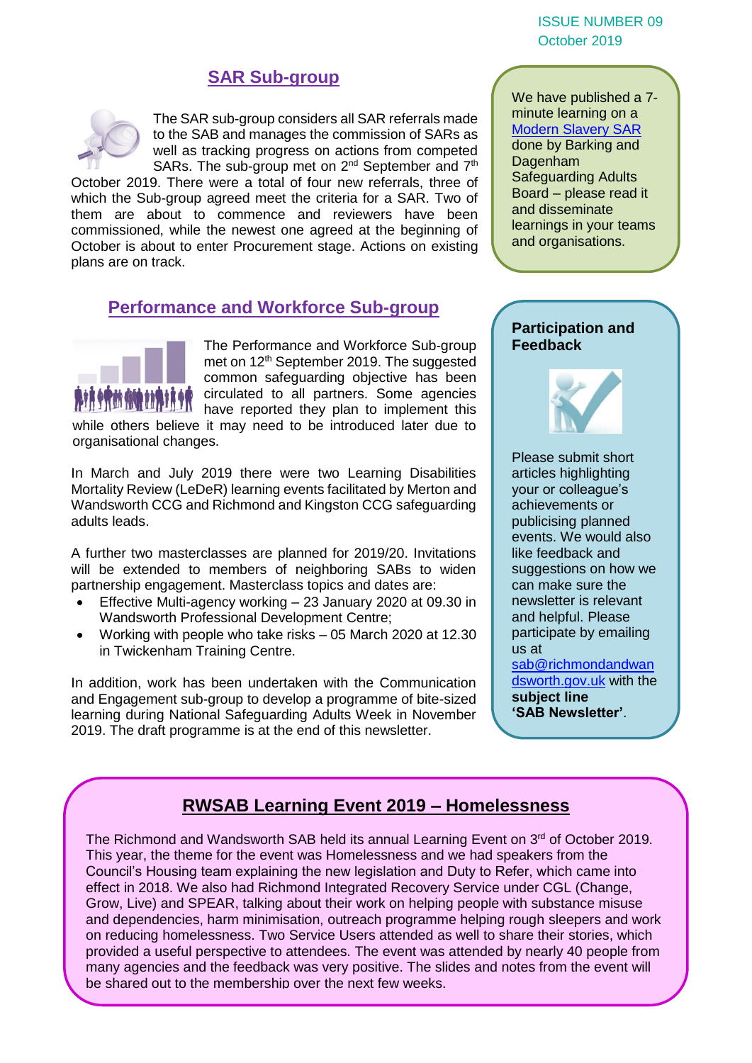ISSUE NUMBER 09
October 2019

## SAR Sub-group

The SAR sub-group considers all SAR referrals made to the SAB and manages the commission of SARs as well as tracking progress on actions from competed SARs. The sub-group met on 2nd September and 7th October 2019. There were a total of four new referrals, three of which the Sub-group agreed meet the criteria for a SAR. Two of them are about to commence and reviewers have been commissioned, while the newest one agreed at the beginning of October is about to enter Procurement stage. Actions on existing plans are on track.

## Performance and Workforce Sub-group

The Performance and Workforce Sub-group met on 12th September 2019. The suggested common safeguarding objective has been circulated to all partners. Some agencies have reported they plan to implement this while others believe it may need to be introduced later due to organisational changes.

In March and July 2019 there were two Learning Disabilities Mortality Review (LeDeR) learning events facilitated by Merton and Wandsworth CCG and Richmond and Kingston CCG safeguarding adults leads.

A further two masterclasses are planned for 2019/20. Invitations will be extended to members of neighboring SABs to widen partnership engagement. Masterclass topics and dates are:

- Effective Multi-agency working – 23 January 2020 at 09.30 in Wandsworth Professional Development Centre;
- Working with people who take risks – 05 March 2020 at 12.30 in Twickenham Training Centre.

In addition, work has been undertaken with the Communication and Engagement sub-group to develop a programme of bite-sized learning during National Safeguarding Adults Week in November 2019. The draft programme is at the end of this newsletter.

We have published a 7-minute learning on a Modern Slavery SAR done by Barking and Dagenham Safeguarding Adults Board – please read it and disseminate learnings in your teams and organisations.

**Participation and Feedback**

Please submit short articles highlighting your or colleague's achievements or publicising planned events. We would also like feedback and suggestions on how we can make sure the newsletter is relevant and helpful. Please participate by emailing us at sab@richmondandwandsworth.gov.uk with the **subject line 'SAB Newsletter'**.

## RWSAB Learning Event 2019 – Homelessness

The Richmond and Wandsworth SAB held its annual Learning Event on 3rd of October 2019. This year, the theme for the event was Homelessness and we had speakers from the Council's Housing team explaining the new legislation and Duty to Refer, which came into effect in 2018. We also had Richmond Integrated Recovery Service under CGL (Change, Grow, Live) and SPEAR, talking about their work on helping people with substance misuse and dependencies, harm minimisation, outreach programme helping rough sleepers and work on reducing homelessness. Two Service Users attended as well to share their stories, which provided a useful perspective to attendees. The event was attended by nearly 40 people from many agencies and the feedback was very positive. The slides and notes from the event will be shared out to the membership over the next few weeks.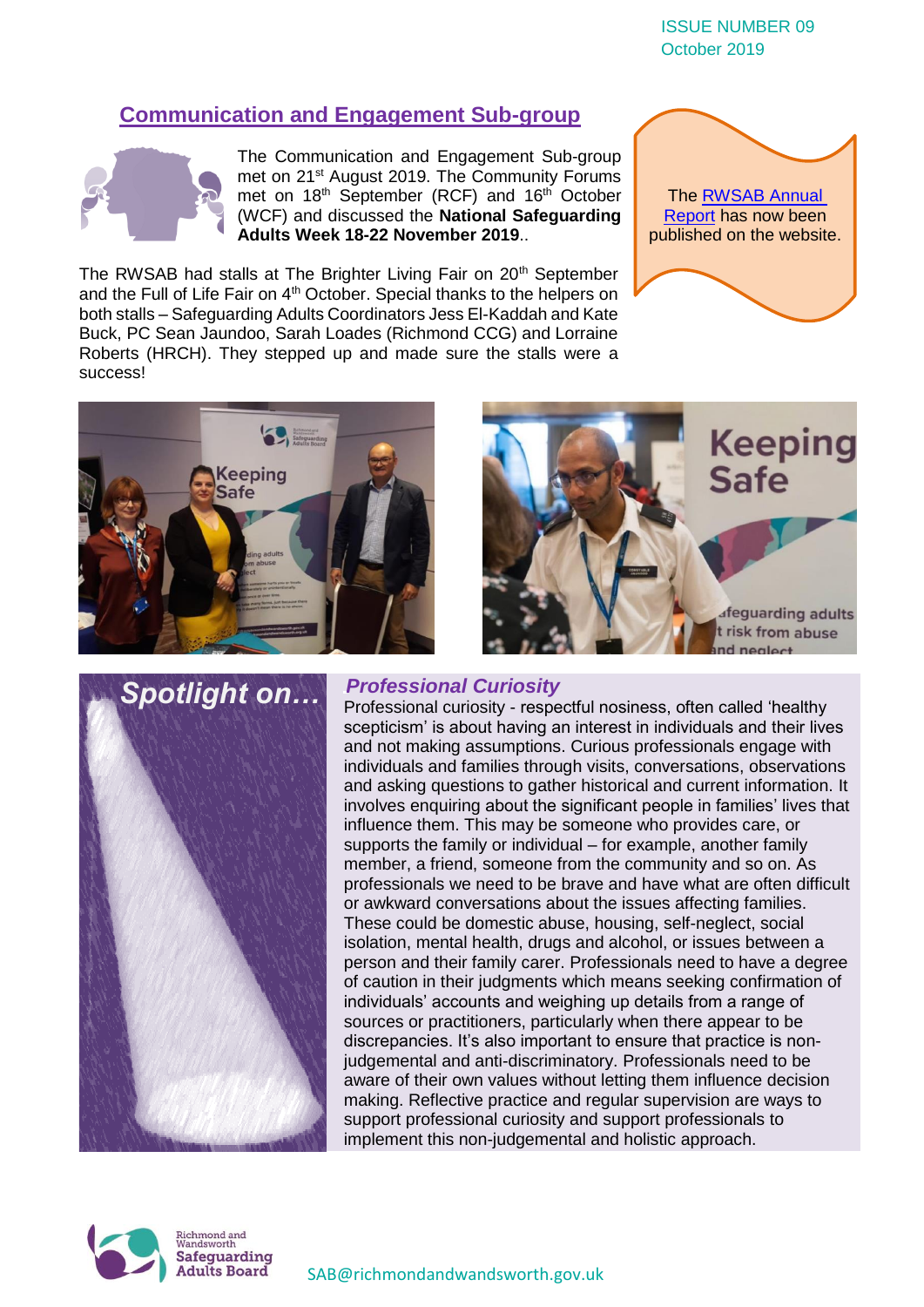## Communication and Engagement Sub-group

The Communication and Engagement Sub-group met on 21st August 2019. The Community Forums met on 18th September (RCF) and 16th October (WCF) and discussed the **National Safeguarding Adults Week 18-22 November 2019**..

The RWSAB had stalls at The Brighter Living Fair on 20th September and the Full of Life Fair on 4th October. Special thanks to the helpers on both stalls – Safeguarding Adults Coordinators Jess El-Kaddah and Kate Buck, PC Sean Jaundoo, Sarah Loades (Richmond CCG) and Lorraine Roberts (HRCH). They stepped up and made sure the stalls were a success!

The [RWSAB Annual Report]() has now been published on the website.

## Spotlight on…

### *Professional Curiosity*

Professional curiosity - respectful nosiness, often called 'healthy scepticism' is about having an interest in individuals and their lives and not making assumptions. Curious professionals engage with individuals and families through visits, conversations, observations and asking questions to gather historical and current information. It involves enquiring about the significant people in families' lives that influence them. This may be someone who provides care, or supports the family or individual – for example, another family member, a friend, someone from the community and so on. As professionals we need to be brave and have what are often difficult or awkward conversations about the issues affecting families. These could be domestic abuse, housing, self-neglect, social isolation, mental health, drugs and alcohol, or issues between a person and their family carer. Professionals need to have a degree of caution in their judgments which means seeking confirmation of individuals' accounts and weighing up details from a range of sources or practitioners, particularly when there appear to be discrepancies. It's also important to ensure that practice is non-judgemental and anti-discriminatory. Professionals need to be aware of their own values without letting them influence decision making. Reflective practice and regular supervision are ways to support professional curiosity and support professionals to implement this non-judgemental and holistic approach.

Richmond and Wandsworth Safeguarding Adults Board

SAB@richmondandwandsworth.gov.uk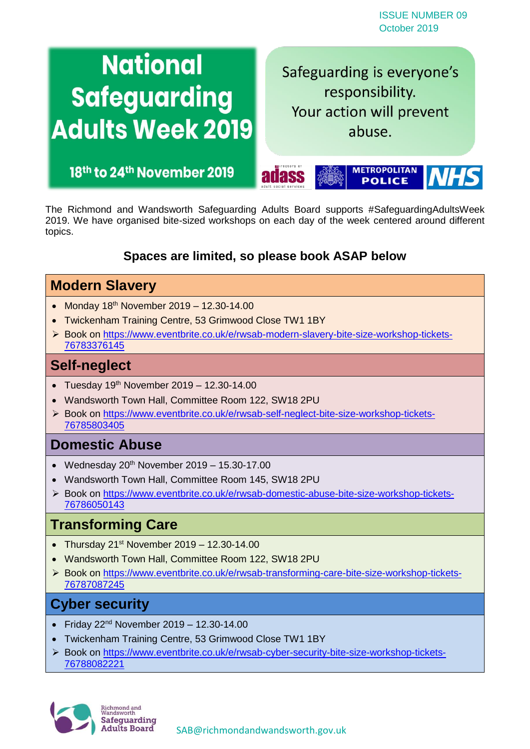ISSUE NUMBER 09
October 2019

# National Safeguarding Adults Week 2019

**18th to 24th November 2019**

Safeguarding is everyone's responsibility.
Your action will prevent abuse.

The Richmond and Wandsworth Safeguarding Adults Board supports #SafeguardingAdultsWeek 2019. We have organised bite-sized workshops on each day of the week centered around different topics.

**Spaces are limited, so please book ASAP below**

## Modern Slavery

- Monday 18th November 2019 – 12.30-14.00
- Twickenham Training Centre, 53 Grimwood Close TW1 1BY
- Book on https://www.eventbrite.co.uk/e/rwsab-modern-slavery-bite-size-workshop-tickets-76783376145

## Self-neglect

- Tuesday 19th November 2019 – 12.30-14.00
- Wandsworth Town Hall, Committee Room 122, SW18 2PU
- Book on https://www.eventbrite.co.uk/e/rwsab-self-neglect-bite-size-workshop-tickets-76785803405

## Domestic Abuse

- Wednesday 20th November 2019 – 15.30-17.00
- Wandsworth Town Hall, Committee Room 145, SW18 2PU
- Book on https://www.eventbrite.co.uk/e/rwsab-domestic-abuse-bite-size-workshop-tickets-76786050143

## Transforming Care

- Thursday 21st November 2019 – 12.30-14.00
- Wandsworth Town Hall, Committee Room 122, SW18 2PU
- Book on https://www.eventbrite.co.uk/e/rwsab-transforming-care-bite-size-workshop-tickets-76787087245

## Cyber security

- Friday 22nd November 2019 – 12.30-14.00
- Twickenham Training Centre, 53 Grimwood Close TW1 1BY
- Book on https://www.eventbrite.co.uk/e/rwsab-cyber-security-bite-size-workshop-tickets-76788082221

Richmond and Wandsworth Safeguarding Adults Board

SAB@richmondandwandsworth.gov.uk